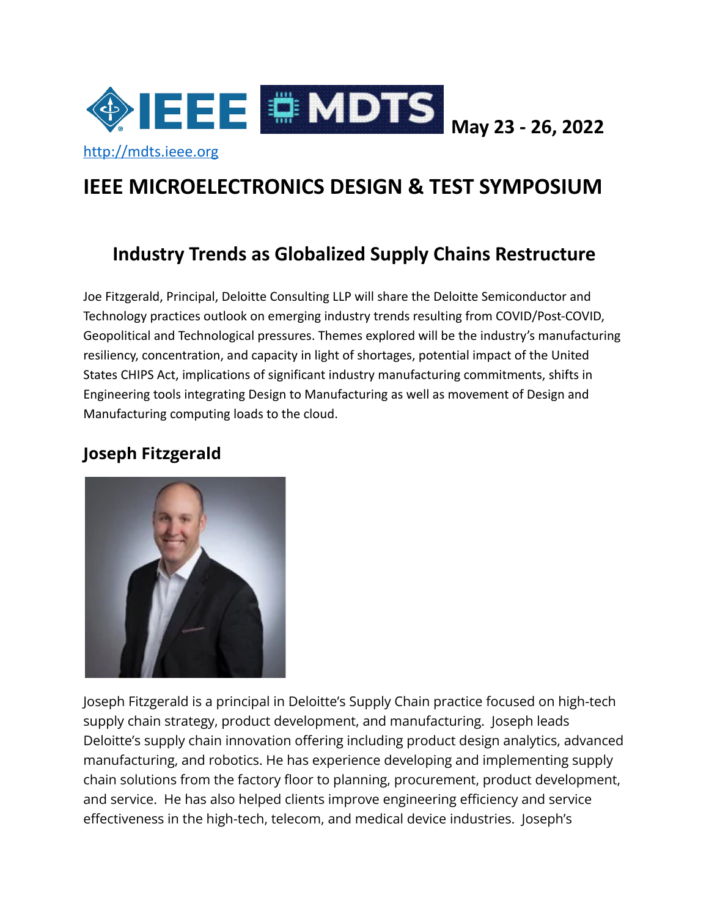May 23 - 26, 2022

http://mdts.ieee.org

# IEEE MICROELECTRONICS DESIGN & TEST SYMPOSIUM

## Industry Trends as Globalized Supply Chains Restructure

Joe Fitzgerald, Principal, Deloitte Consulting LLP will share the Deloitte Semiconductor and Technology practices outlook on emerging industry trends resulting from COVID/Post-COVID, Geopolitical and Technological pressures. Themes explored will be the industry's manufacturing resiliency, concentration, and capacity in light of shortages, potential impact of the United States CHIPS Act, implications of significant industry manufacturing commitments, shifts in Engineering tools integrating Design to Manufacturing as well as movement of Design and Manufacturing computing loads to the cloud.

### Joseph Fitzgerald

Joseph Fitzgerald is a principal in Deloitte's Supply Chain practice focused on high-tech supply chain strategy, product development, and manufacturing. Joseph leads Deloitte's supply chain innovation offering including product design analytics, advanced manufacturing, and robotics. He has experience developing and implementing supply chain solutions from the factory floor to planning, procurement, product development, and service. He has also helped clients improve engineering efficiency and service effectiveness in the high-tech, telecom, and medical device industries. Joseph's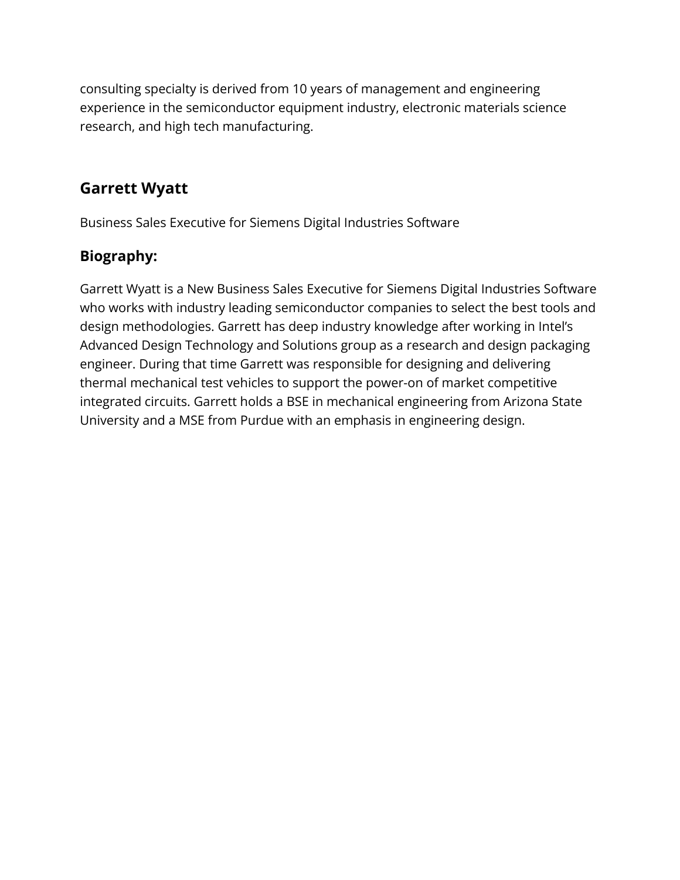consulting specialty is derived from 10 years of management and engineering experience in the semiconductor equipment industry, electronic materials science research, and high tech manufacturing.

## Garrett Wyatt

Business Sales Executive for Siemens Digital Industries Software

### Biography:

Garrett Wyatt is a New Business Sales Executive for Siemens Digital Industries Software who works with industry leading semiconductor companies to select the best tools and design methodologies. Garrett has deep industry knowledge after working in Intel's Advanced Design Technology and Solutions group as a research and design packaging engineer. During that time Garrett was responsible for designing and delivering thermal mechanical test vehicles to support the power-on of market competitive integrated circuits. Garrett holds a BSE in mechanical engineering from Arizona State University and a MSE from Purdue with an emphasis in engineering design.